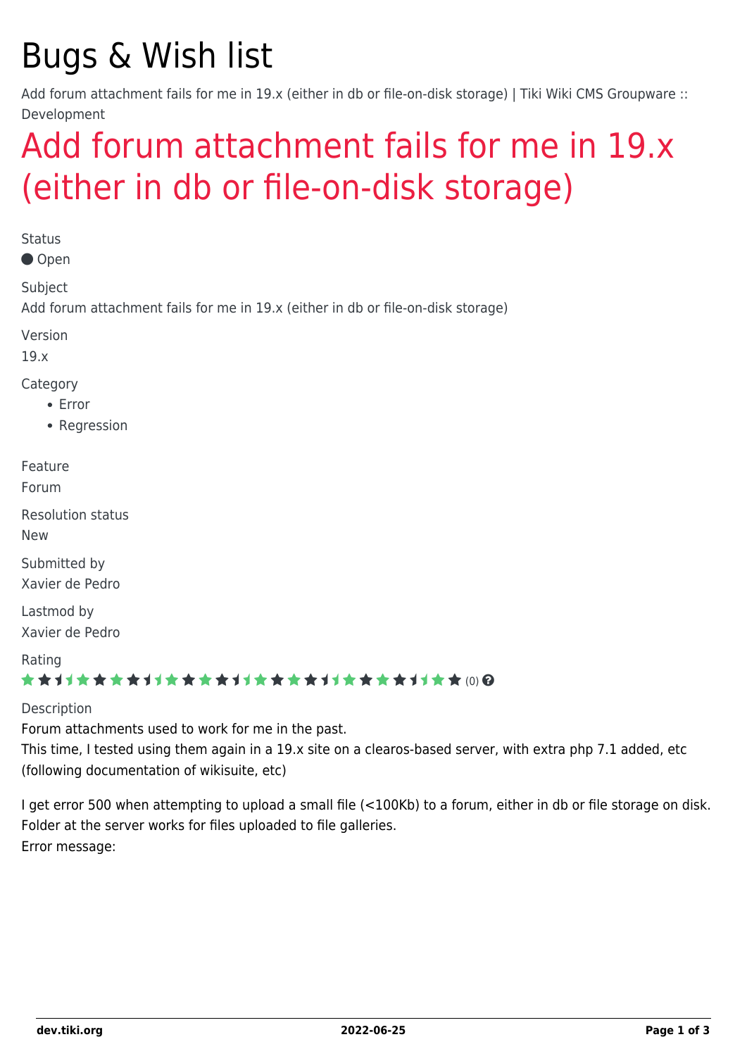# Bugs & Wish list

Add forum attachment fails for me in 19.x (either in db or file-on-disk storage) | Tiki Wiki CMS Groupware :: Development

## Add forum attachment fails for me in 19.x (either in db or file-on-disk storage)

Status

Open

Subject

Add forum attachment fails for me in 19.x (either in db or file-on-disk storage)

Version

19.x

Category

- Error
- Regression

Feature

Forum

Resolution status

New

Submitted by

Xavier de Pedro

Lastmod by

Xavier de Pedro

Rating

(0)

Description

Forum attachments used to work for me in the past.
This time, I tested using them again in a 19.x site on a clearos-based server, with extra php 7.1 added, etc (following documentation of wikisuite, etc)

I get error 500 when attempting to upload a small file (<100Kb) to a forum, either in db or file storage on disk.
Folder at the server works for files uploaded to file galleries.
Error message: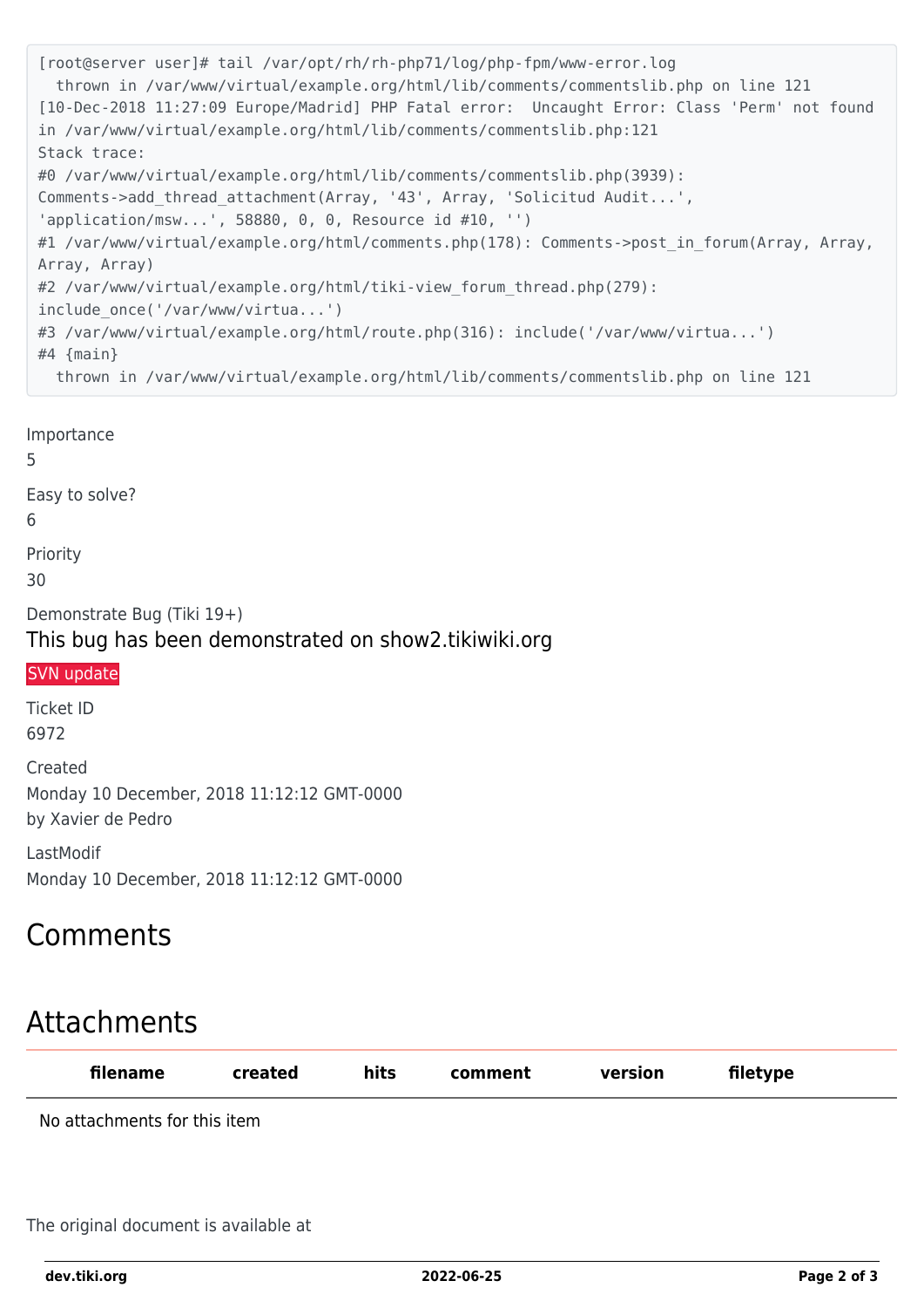```
[root@server user]# tail /var/opt/rh/rh-php71/log/php-fpm/www-error.log
  thrown in /var/www/virtual/example.org/html/lib/comments/commentslib.php on line 121
[10-Dec-2018 11:27:09 Europe/Madrid] PHP Fatal error:  Uncaught Error: Class 'Perm' not found
in /var/www/virtual/example.org/html/lib/comments/commentslib.php:121
Stack trace:
#0 /var/www/virtual/example.org/html/lib/comments/commentslib.php(3939):
Comments->add_thread_attachment(Array, '43', Array, 'Solicitud Audit...',
'application/msw...', 58880, 0, 0, Resource id #10, '')
#1 /var/www/virtual/example.org/html/comments.php(178): Comments->post_in_forum(Array, Array,
Array, Array)
#2 /var/www/virtual/example.org/html/tiki-view_forum_thread.php(279):
include_once('/var/www/virtua...')
#3 /var/www/virtual/example.org/html/route.php(316): include('/var/www/virtua...')
#4 {main}
  thrown in /var/www/virtual/example.org/html/lib/comments/commentslib.php on line 121
```

Importance

5

Easy to solve?

6

Priority

30

Demonstrate Bug (Tiki 19+)

This bug has been demonstrated on show2.tikiwiki.org

SVN update

Ticket ID

6972

Created

Monday 10 December, 2018 11:12:12 GMT-0000
by Xavier de Pedro

LastModif

Monday 10 December, 2018 11:12:12 GMT-0000

# Comments

# Attachments

| filename | created | hits | comment | version | filetype |
|---|---|---|---|---|---|
| No attachments for this item | | | | | |

The original document is available at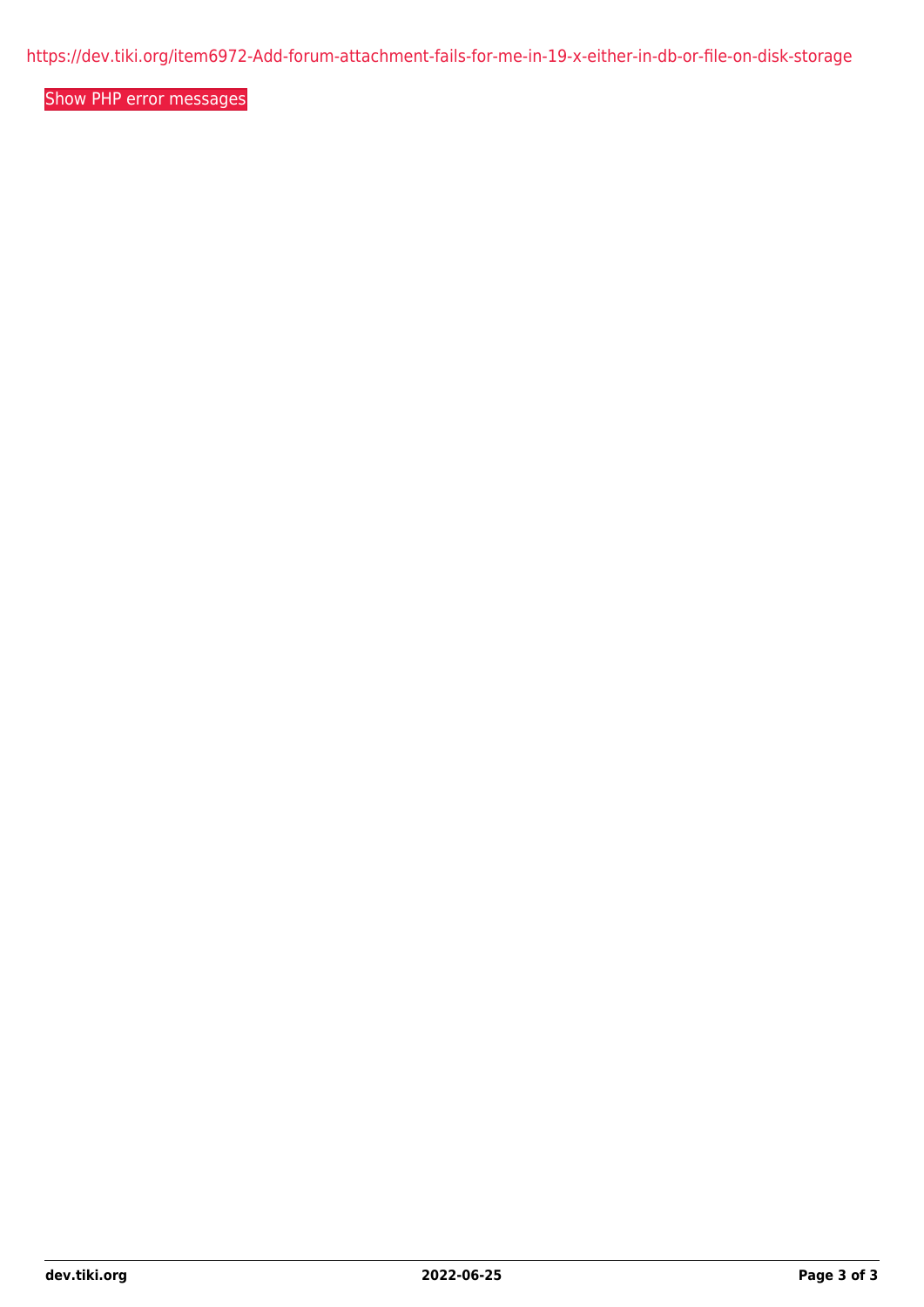https://dev.tiki.org/item6972-Add-forum-attachment-fails-for-me-in-19-x-either-in-db-or-file-on-disk-storage

Show PHP error messages